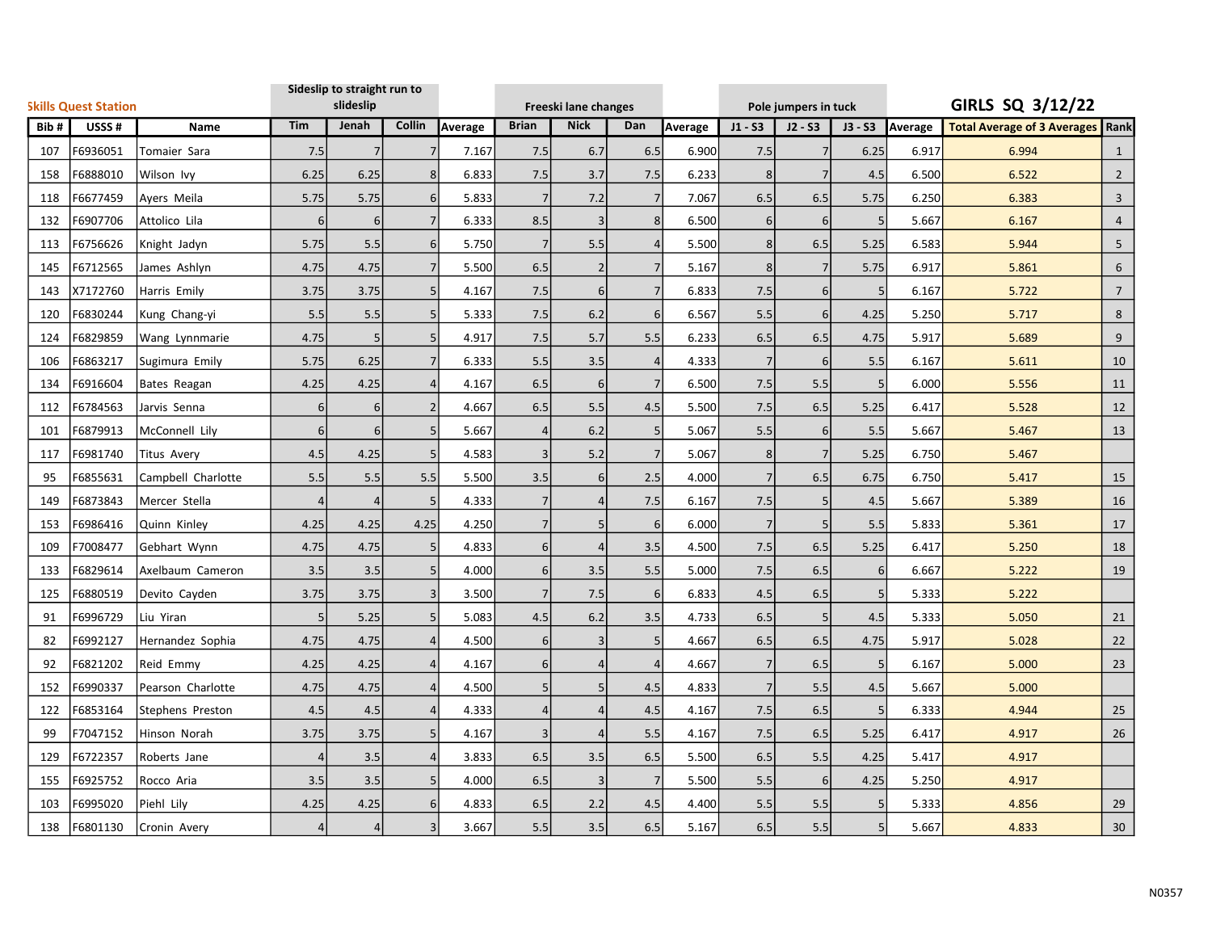**Skills Quest Station**

## GIRLS SQ 3/12/22

| Bib # | USSS # | Name | Sideslip to straight run to slideslip | | | | Freeski lane changes | | | | Pole jumpers in tuck | | | | | |
|---|---|---|---|---|---|---|---|---|---|---|---|---|---|---|---|---|
| | | | Tim | Jenah | Collin | Average | Brian | Nick | Dan | Average | J1 - S3 | J2 - S3 | J3 - S3 | Average | Total Average of 3 Averages | Rank |
| 107 | F6936051 | Tomaier Sara | 7.5 | 7 | 7 | 7.167 | 7.5 | 6.7 | 6.5 | 6.900 | 7.5 | 7 | 6.25 | 6.917 | 6.994 | 1 |
| 158 | F6888010 | Wilson Ivy | 6.25 | 6.25 | 8 | 6.833 | 7.5 | 3.7 | 7.5 | 6.233 | 8 | 7 | 4.5 | 6.500 | 6.522 | 2 |
| 118 | F6677459 | Ayers Meila | 5.75 | 5.75 | 6 | 5.833 | 7 | 7.2 | 7 | 7.067 | 6.5 | 6.5 | 5.75 | 6.250 | 6.383 | 3 |
| 132 | F6907706 | Attolico Lila | 6 | 6 | 7 | 6.333 | 8.5 | 3 | 8 | 6.500 | 6 | 6 | 5 | 5.667 | 6.167 | 4 |
| 113 | F6756626 | Knight Jadyn | 5.75 | 5.5 | 6 | 5.750 | 7 | 5.5 | 4 | 5.500 | 8 | 6.5 | 5.25 | 6.583 | 5.944 | 5 |
| 145 | F6712565 | James Ashlyn | 4.75 | 4.75 | 7 | 5.500 | 6.5 | 2 | 7 | 5.167 | 8 | 7 | 5.75 | 6.917 | 5.861 | 6 |
| 143 | X7172760 | Harris Emily | 3.75 | 3.75 | 5 | 4.167 | 7.5 | 6 | 7 | 6.833 | 7.5 | 6 | 5 | 6.167 | 5.722 | 7 |
| 120 | F6830244 | Kung Chang-yi | 5.5 | 5.5 | 5 | 5.333 | 7.5 | 6.2 | 6 | 6.567 | 5.5 | 6 | 4.25 | 5.250 | 5.717 | 8 |
| 124 | F6829859 | Wang Lynnmarie | 4.75 | 5 | 5 | 4.917 | 7.5 | 5.7 | 5.5 | 6.233 | 6.5 | 6.5 | 4.75 | 5.917 | 5.689 | 9 |
| 106 | F6863217 | Sugimura Emily | 5.75 | 6.25 | 7 | 6.333 | 5.5 | 3.5 | 4 | 4.333 | 7 | 6 | 5.5 | 6.167 | 5.611 | 10 |
| 134 | F6916604 | Bates Reagan | 4.25 | 4.25 | 4 | 4.167 | 6.5 | 6 | 7 | 6.500 | 7.5 | 5.5 | 5 | 6.000 | 5.556 | 11 |
| 112 | F6784563 | Jarvis Senna | 6 | 6 | 2 | 4.667 | 6.5 | 5.5 | 4.5 | 5.500 | 7.5 | 6.5 | 5.25 | 6.417 | 5.528 | 12 |
| 101 | F6879913 | McConnell Lily | 6 | 6 | 5 | 5.667 | 4 | 6.2 | 5 | 5.067 | 5.5 | 6 | 5.5 | 5.667 | 5.467 | 13 |
| 117 | F6981740 | Titus Avery | 4.5 | 4.25 | 5 | 4.583 | 3 | 5.2 | 7 | 5.067 | 8 | 7 | 5.25 | 6.750 | 5.467 | |
| 95 | F6855631 | Campbell Charlotte | 5.5 | 5.5 | 5.5 | 5.500 | 3.5 | 6 | 2.5 | 4.000 | 7 | 6.5 | 6.75 | 6.750 | 5.417 | 15 |
| 149 | F6873843 | Mercer Stella | 4 | 4 | 5 | 4.333 | 7 | 4 | 7.5 | 6.167 | 7.5 | 5 | 4.5 | 5.667 | 5.389 | 16 |
| 153 | F6986416 | Quinn Kinley | 4.25 | 4.25 | 4.25 | 4.250 | 7 | 5 | 6 | 6.000 | 7 | 5 | 5.5 | 5.833 | 5.361 | 17 |
| 109 | F7008477 | Gebhart Wynn | 4.75 | 4.75 | 5 | 4.833 | 6 | 4 | 3.5 | 4.500 | 7.5 | 6.5 | 5.25 | 6.417 | 5.250 | 18 |
| 133 | F6829614 | Axelbaum Cameron | 3.5 | 3.5 | 5 | 4.000 | 6 | 3.5 | 5.5 | 5.000 | 7.5 | 6.5 | 6 | 6.667 | 5.222 | 19 |
| 125 | F6880519 | Devito Cayden | 3.75 | 3.75 | 3 | 3.500 | 7 | 7.5 | 6 | 6.833 | 4.5 | 6.5 | 5 | 5.333 | 5.222 | |
| 91 | F6996729 | Liu Yiran | 5 | 5.25 | 5 | 5.083 | 4.5 | 6.2 | 3.5 | 4.733 | 6.5 | 5 | 4.5 | 5.333 | 5.050 | 21 |
| 82 | F6992127 | Hernandez Sophia | 4.75 | 4.75 | 4 | 4.500 | 6 | 3 | 5 | 4.667 | 6.5 | 6.5 | 4.75 | 5.917 | 5.028 | 22 |
| 92 | F6821202 | Reid Emmy | 4.25 | 4.25 | 4 | 4.167 | 6 | 4 | 4 | 4.667 | 7 | 6.5 | 5 | 6.167 | 5.000 | 23 |
| 152 | F6990337 | Pearson Charlotte | 4.75 | 4.75 | 4 | 4.500 | 5 | 5 | 4.5 | 4.833 | 7 | 5.5 | 4.5 | 5.667 | 5.000 | |
| 122 | F6853164 | Stephens Preston | 4.5 | 4.5 | 4 | 4.333 | 4 | 4 | 4.5 | 4.167 | 7.5 | 6.5 | 5 | 6.333 | 4.944 | 25 |
| 99 | F7047152 | Hinson Norah | 3.75 | 3.75 | 5 | 4.167 | 3 | 4 | 5.5 | 4.167 | 7.5 | 6.5 | 5.25 | 6.417 | 4.917 | 26 |
| 129 | F6722357 | Roberts Jane | 4 | 3.5 | 4 | 3.833 | 6.5 | 3.5 | 6.5 | 5.500 | 6.5 | 5.5 | 4.25 | 5.417 | 4.917 | |
| 155 | F6925752 | Rocco Aria | 3.5 | 3.5 | 5 | 4.000 | 6.5 | 3 | 7 | 5.500 | 5.5 | 6 | 4.25 | 5.250 | 4.917 | |
| 103 | F6995020 | Piehl Lily | 4.25 | 4.25 | 6 | 4.833 | 6.5 | 2.2 | 4.5 | 4.400 | 5.5 | 5.5 | 5 | 5.333 | 4.856 | 29 |
| 138 | F6801130 | Cronin Avery | 4 | 4 | 3 | 3.667 | 5.5 | 3.5 | 6.5 | 5.167 | 6.5 | 5.5 | 5 | 5.667 | 4.833 | 30 |

N0357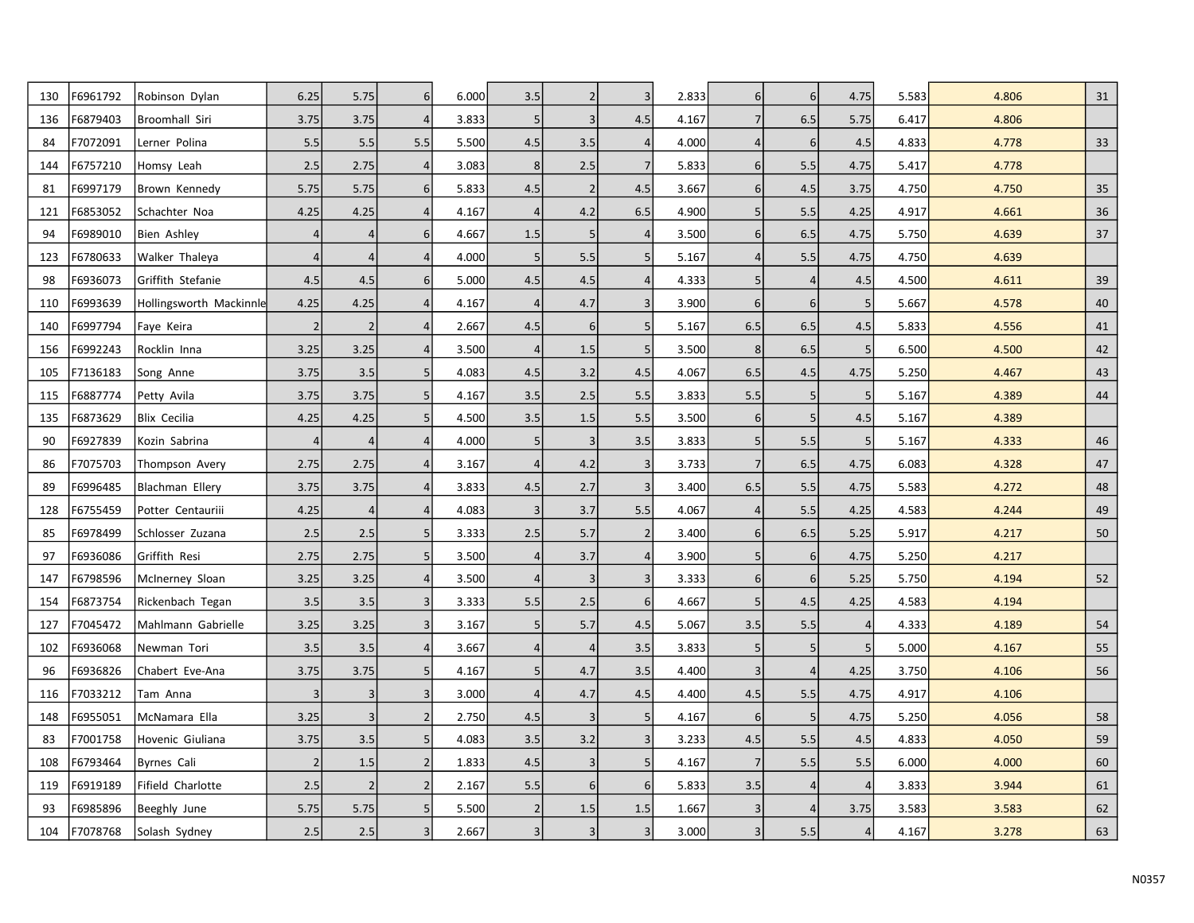| | | | | | | | | | | | | | | | | |
|---|---|---|---|---|---|---|---|---|---|---|---|---|---|---|---|---|
| 130 | F6961792 | Robinson Dylan | 6.25 | 5.75 | 6 | 6.000 | 3.5 | 2 | 3 | 2.833 | 6 | 6 | 4.75 | 5.583 | 4.806 | 31 |
| 136 | F6879403 | Broomhall Siri | 3.75 | 3.75 | 4 | 3.833 | 5 | 3 | 4.5 | 4.167 | 7 | 6.5 | 5.75 | 6.417 | 4.806 | |
| 84 | F7072091 | Lerner Polina | 5.5 | 5.5 | 5.5 | 5.500 | 4.5 | 3.5 | 4 | 4.000 | 4 | 6 | 4.5 | 4.833 | 4.778 | 33 |
| 144 | F6757210 | Homsy Leah | 2.5 | 2.75 | 4 | 3.083 | 8 | 2.5 | 7 | 5.833 | 6 | 5.5 | 4.75 | 5.417 | 4.778 | |
| 81 | F6997179 | Brown Kennedy | 5.75 | 5.75 | 6 | 5.833 | 4.5 | 2 | 4.5 | 3.667 | 6 | 4.5 | 3.75 | 4.750 | 4.750 | 35 |
| 121 | F6853052 | Schachter Noa | 4.25 | 4.25 | 4 | 4.167 | 4 | 4.2 | 6.5 | 4.900 | 5 | 5.5 | 4.25 | 4.917 | 4.661 | 36 |
| 94 | F6989010 | Bien Ashley | 4 | 4 | 6 | 4.667 | 1.5 | 5 | 4 | 3.500 | 6 | 6.5 | 4.75 | 5.750 | 4.639 | 37 |
| 123 | F6780633 | Walker Thaleya | 4 | 4 | 4 | 4.000 | 5 | 5.5 | 5 | 5.167 | 4 | 5.5 | 4.75 | 4.750 | 4.639 | |
| 98 | F6936073 | Griffith Stefanie | 4.5 | 4.5 | 6 | 5.000 | 4.5 | 4.5 | 4 | 4.333 | 5 | 4 | 4.5 | 4.500 | 4.611 | 39 |
| 110 | F6993639 | Hollingsworth Mackinnle | 4.25 | 4.25 | 4 | 4.167 | 4 | 4.7 | 3 | 3.900 | 6 | 6 | 5 | 5.667 | 4.578 | 40 |
| 140 | F6997794 | Faye Keira | 2 | 2 | 4 | 2.667 | 4.5 | 6 | 5 | 5.167 | 6.5 | 6.5 | 4.5 | 5.833 | 4.556 | 41 |
| 156 | F6992243 | Rocklin Inna | 3.25 | 3.25 | 4 | 3.500 | 4 | 1.5 | 5 | 3.500 | 8 | 6.5 | 5 | 6.500 | 4.500 | 42 |
| 105 | F7136183 | Song Anne | 3.75 | 3.5 | 5 | 4.083 | 4.5 | 3.2 | 4.5 | 4.067 | 6.5 | 4.5 | 4.75 | 5.250 | 4.467 | 43 |
| 115 | F6887774 | Petty Avila | 3.75 | 3.75 | 5 | 4.167 | 3.5 | 2.5 | 5.5 | 3.833 | 5.5 | 5 | 5 | 5.167 | 4.389 | 44 |
| 135 | F6873629 | Blix Cecilia | 4.25 | 4.25 | 5 | 4.500 | 3.5 | 1.5 | 5.5 | 3.500 | 6 | 5 | 4.5 | 5.167 | 4.389 | |
| 90 | F6927839 | Kozin Sabrina | 4 | 4 | 4 | 4.000 | 5 | 3 | 3.5 | 3.833 | 5 | 5.5 | 5 | 5.167 | 4.333 | 46 |
| 86 | F7075703 | Thompson Avery | 2.75 | 2.75 | 4 | 3.167 | 4 | 4.2 | 3 | 3.733 | 7 | 6.5 | 4.75 | 6.083 | 4.328 | 47 |
| 89 | F6996485 | Blachman Ellery | 3.75 | 3.75 | 4 | 3.833 | 4.5 | 2.7 | 3 | 3.400 | 6.5 | 5.5 | 4.75 | 5.583 | 4.272 | 48 |
| 128 | F6755459 | Potter Centauriii | 4.25 | 4 | 4 | 4.083 | 3 | 3.7 | 5.5 | 4.067 | 4 | 5.5 | 4.25 | 4.583 | 4.244 | 49 |
| 85 | F6978499 | Schlosser Zuzana | 2.5 | 2.5 | 5 | 3.333 | 2.5 | 5.7 | 2 | 3.400 | 6 | 6.5 | 5.25 | 5.917 | 4.217 | 50 |
| 97 | F6936086 | Griffith Resi | 2.75 | 2.75 | 5 | 3.500 | 4 | 3.7 | 4 | 3.900 | 5 | 6 | 4.75 | 5.250 | 4.217 | |
| 147 | F6798596 | McInerney Sloan | 3.25 | 3.25 | 4 | 3.500 | 4 | 3 | 3 | 3.333 | 6 | 6 | 5.25 | 5.750 | 4.194 | 52 |
| 154 | F6873754 | Rickenbach Tegan | 3.5 | 3.5 | 3 | 3.333 | 5.5 | 2.5 | 6 | 4.667 | 5 | 4.5 | 4.25 | 4.583 | 4.194 | |
| 127 | F7045472 | Mahlmann Gabrielle | 3.25 | 3.25 | 3 | 3.167 | 5 | 5.7 | 4.5 | 5.067 | 3.5 | 5.5 | 4 | 4.333 | 4.189 | 54 |
| 102 | F6936068 | Newman Tori | 3.5 | 3.5 | 4 | 3.667 | 4 | 4 | 3.5 | 3.833 | 5 | 5 | 5 | 5.000 | 4.167 | 55 |
| 96 | F6936826 | Chabert Eve-Ana | 3.75 | 3.75 | 5 | 4.167 | 5 | 4.7 | 3.5 | 4.400 | 3 | 4 | 4.25 | 3.750 | 4.106 | 56 |
| 116 | F7033212 | Tam Anna | 3 | 3 | 3 | 3.000 | 4 | 4.7 | 4.5 | 4.400 | 4.5 | 5.5 | 4.75 | 4.917 | 4.106 | |
| 148 | F6955051 | McNamara Ella | 3.25 | 3 | 2 | 2.750 | 4.5 | 3 | 5 | 4.167 | 6 | 5 | 4.75 | 5.250 | 4.056 | 58 |
| 83 | F7001758 | Hovenic Giuliana | 3.75 | 3.5 | 5 | 4.083 | 3.5 | 3.2 | 3 | 3.233 | 4.5 | 5.5 | 4.5 | 4.833 | 4.050 | 59 |
| 108 | F6793464 | Byrnes Cali | 2 | 1.5 | 2 | 1.833 | 4.5 | 3 | 5 | 4.167 | 7 | 5.5 | 5.5 | 6.000 | 4.000 | 60 |
| 119 | F6919189 | Fifield Charlotte | 2.5 | 2 | 2 | 2.167 | 5.5 | 6 | 6 | 5.833 | 3.5 | 4 | 4 | 3.833 | 3.944 | 61 |
| 93 | F6985896 | Beeghly June | 5.75 | 5.75 | 5 | 5.500 | 2 | 1.5 | 1.5 | 1.667 | 3 | 4 | 3.75 | 3.583 | 3.583 | 62 |
| 104 | F7078768 | Solash Sydney | 2.5 | 2.5 | 3 | 2.667 | 3 | 3 | 3 | 3.000 | 3 | 5.5 | 4 | 4.167 | 3.278 | 63 |

N0357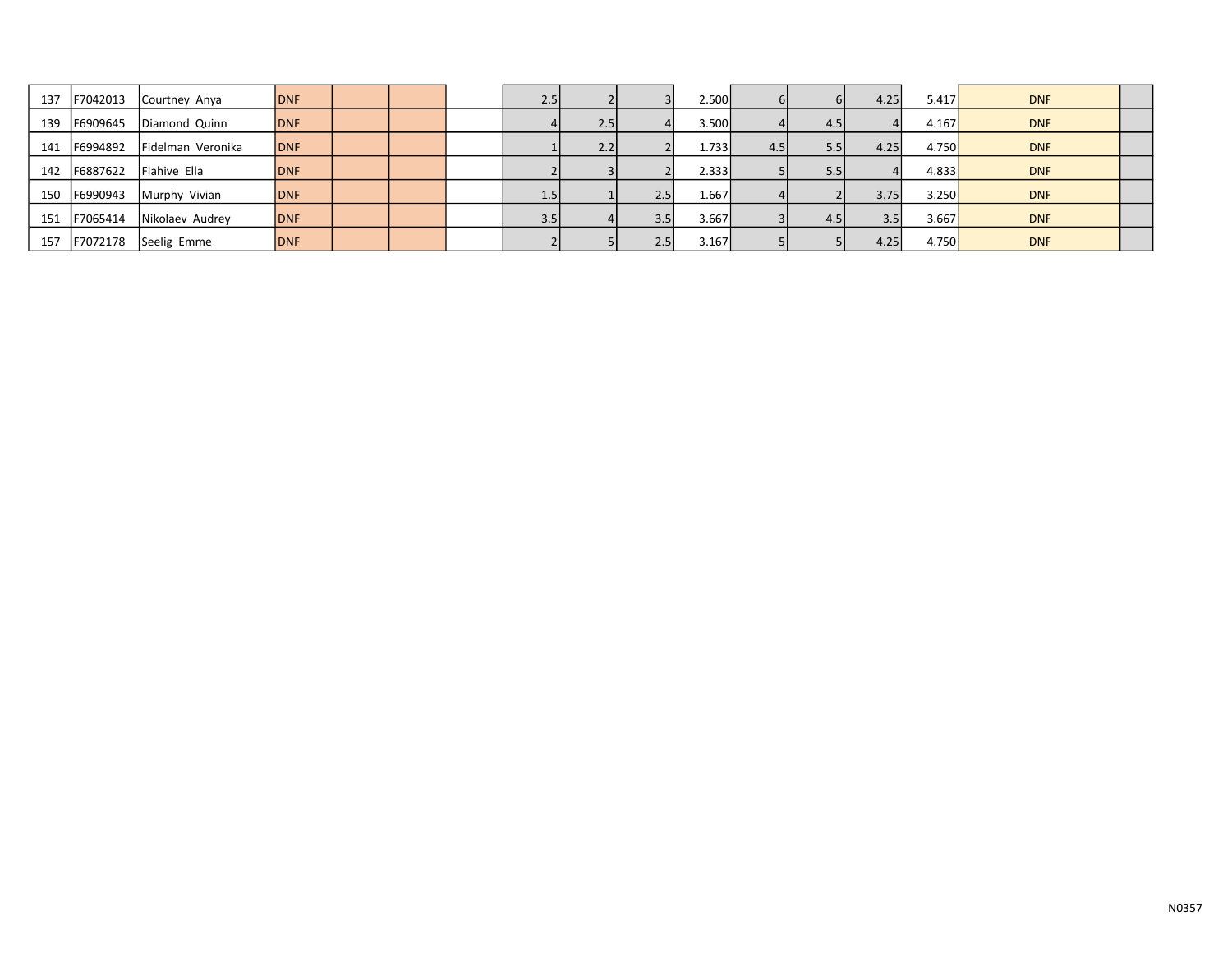| | | | | | | | | | | | | | | | | |
|---|---|---|---|---|---|---|---|---|---|---|---|---|---|---|---|---|
| 137 | F7042013 | Courtney Anya | DNF | | | | 2.5 | 2 | 3 | 2.500 | 6 | 6 | 4.25 | 5.417 | DNF | |
| 139 | F6909645 | Diamond Quinn | DNF | | | | 4 | 2.5 | 4 | 3.500 | 4 | 4.5 | 4 | 4.167 | DNF | |
| 141 | F6994892 | Fidelman Veronika | DNF | | | | 1 | 2.2 | 2 | 1.733 | 4.5 | 5.5 | 4.25 | 4.750 | DNF | |
| 142 | F6887622 | Flahive Ella | DNF | | | | 2 | 3 | 2 | 2.333 | 5 | 5.5 | 4 | 4.833 | DNF | |
| 150 | F6990943 | Murphy Vivian | DNF | | | | 1.5 | 1 | 2.5 | 1.667 | 4 | 2 | 3.75 | 3.250 | DNF | |
| 151 | F7065414 | Nikolaev Audrey | DNF | | | | 3.5 | 4 | 3.5 | 3.667 | 3 | 4.5 | 3.5 | 3.667 | DNF | |
| 157 | F7072178 | Seelig Emme | DNF | | | | 2 | 5 | 2.5 | 3.167 | 5 | 5 | 4.25 | 4.750 | DNF | |

N0357